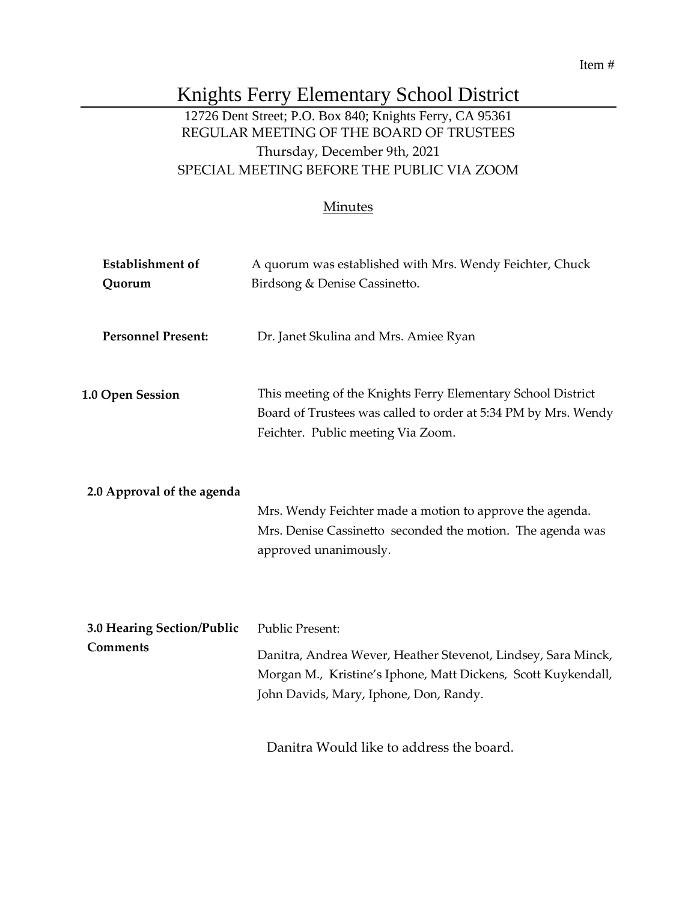Item #

# Knights Ferry Elementary School District

12726 Dent Street; P.O. Box 840; Knights Ferry, CA 95361
REGULAR MEETING OF THE BOARD OF TRUSTEES
Thursday, December 9th, 2021
SPECIAL MEETING BEFORE THE PUBLIC VIA ZOOM

## Minutes

**Establishment of Quorum**

A quorum was established with Mrs. Wendy Feichter, Chuck Birdsong & Denise Cassinetto.

**Personnel Present:**

Dr. Janet Skulina and Mrs. Amiee Ryan

**1.0 Open Session**

This meeting of the Knights Ferry Elementary School District Board of Trustees was called to order at 5:34 PM by Mrs. Wendy Feichter. Public meeting Via Zoom.

**2.0 Approval of the agenda**

Mrs. Wendy Feichter made a motion to approve the agenda. Mrs. Denise Cassinetto seconded the motion. The agenda was approved unanimously.

**3.0 Hearing Section/Public Comments**

Public Present:

Danitra, Andrea Wever, Heather Stevenot, Lindsey, Sara Minck, Morgan M., Kristine's Iphone, Matt Dickens, Scott Kuykendall, John Davids, Mary, Iphone, Don, Randy.

Danitra Would like to address the board.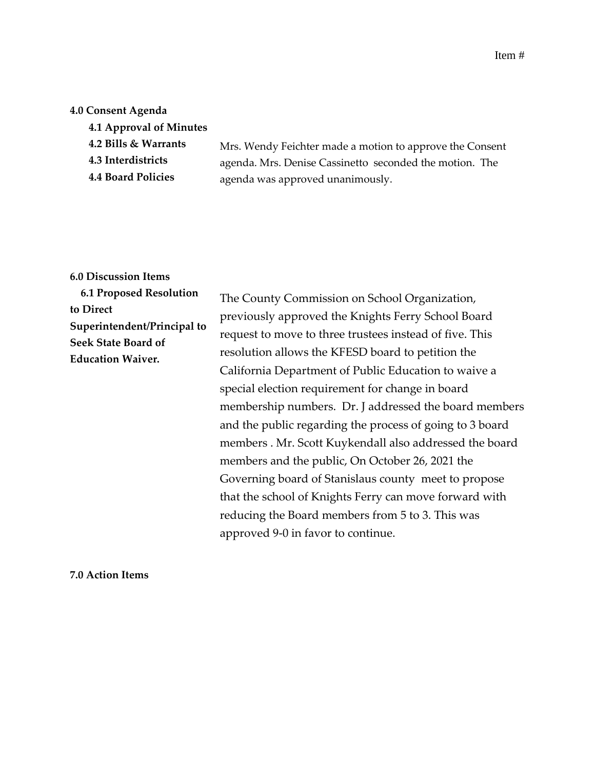Item #

**4.0 Consent Agenda**

**4.1 Approval of Minutes**

**4.2 Bills & Warrants**

**4.3 Interdistricts**

**4.4 Board Policies**

Mrs. Wendy Feichter made a motion to approve the Consent agenda. Mrs. Denise Cassinetto seconded the motion. The agenda was approved unanimously.

**6.0 Discussion Items**

**6.1 Proposed Resolution to Direct Superintendent/Principal to Seek State Board of Education Waiver.**

The County Commission on School Organization, previously approved the Knights Ferry School Board request to move to three trustees instead of five. This resolution allows the KFESD board to petition the California Department of Public Education to waive a special election requirement for change in board membership numbers. Dr. J addressed the board members and the public regarding the process of going to 3 board members . Mr. Scott Kuykendall also addressed the board members and the public, On October 26, 2021 the Governing board of Stanislaus county meet to propose that the school of Knights Ferry can move forward with reducing the Board members from 5 to 3. This was approved 9-0 in favor to continue.

**7.0 Action Items**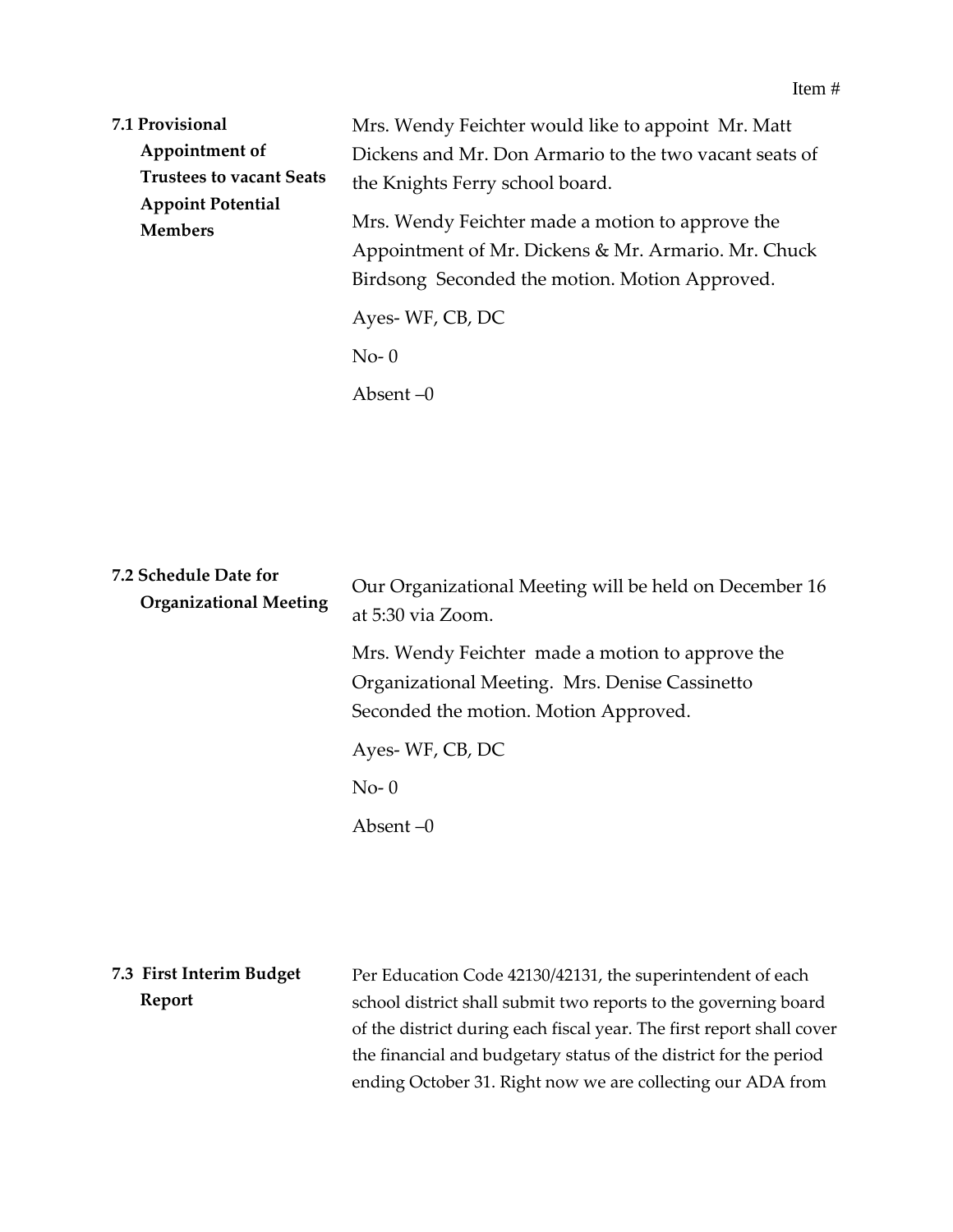Item #

**7.1 Provisional Appointment of Trustees to vacant Seats Appoint Potential Members**

Mrs. Wendy Feichter would like to appoint Mr. Matt Dickens and Mr. Don Armario to the two vacant seats of the Knights Ferry school board.

Mrs. Wendy Feichter made a motion to approve the Appointment of Mr. Dickens & Mr. Armario. Mr. Chuck Birdsong Seconded the motion. Motion Approved.

Ayes- WF, CB, DC

No- 0

Absent –0

**7.2 Schedule Date for Organizational Meeting**

Our Organizational Meeting will be held on December 16 at 5:30 via Zoom.

Mrs. Wendy Feichter made a motion to approve the Organizational Meeting. Mrs. Denise Cassinetto Seconded the motion. Motion Approved.

Ayes- WF, CB, DC

No- 0

Absent –0

**7.3 First Interim Budget Report**

Per Education Code 42130/42131, the superintendent of each school district shall submit two reports to the governing board of the district during each fiscal year. The first report shall cover the financial and budgetary status of the district for the period ending October 31. Right now we are collecting our ADA from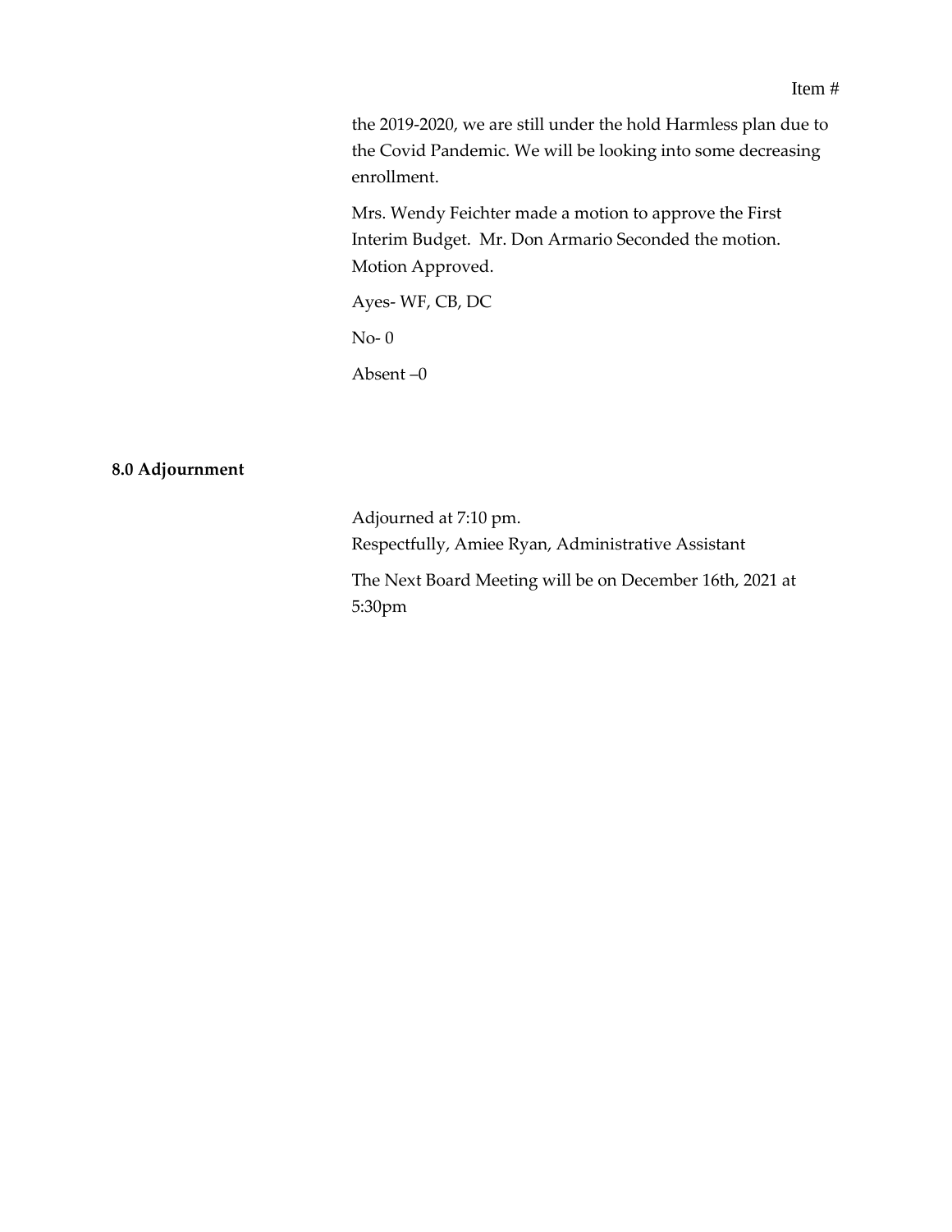the 2019-2020, we are still under the hold Harmless plan due to the Covid Pandemic. We will be looking into some decreasing enrollment.

Mrs. Wendy Feichter made a motion to approve the First Interim Budget. Mr. Don Armario Seconded the motion. Motion Approved.

Ayes- WF, CB, DC

No- 0

Absent –0

**8.0 Adjournment**

Adjourned at 7:10 pm.
Respectfully, Amiee Ryan, Administrative Assistant

The Next Board Meeting will be on December 16th, 2021 at 5:30pm